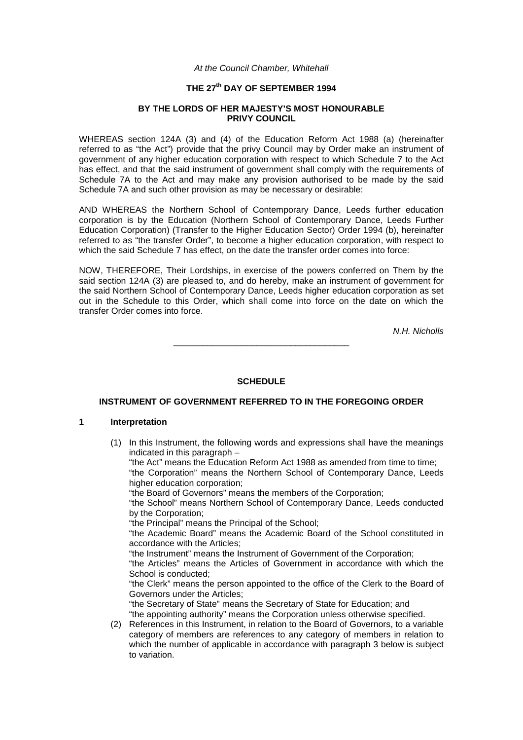*At the Council Chamber, Whitehall*

**THE 27th DAY OF SEPTEMBER 1994**

**BY THE LORDS OF HER MAJESTY'S MOST HONOURABLE PRIVY COUNCIL**

WHEREAS section 124A (3) and (4) of the Education Reform Act 1988 (a) (hereinafter referred to as "the Act") provide that the privy Council may by Order make an instrument of government of any higher education corporation with respect to which Schedule 7 to the Act has effect, and that the said instrument of government shall comply with the requirements of Schedule 7A to the Act and may make any provision authorised to be made by the said Schedule 7A and such other provision as may be necessary or desirable:

AND WHEREAS the Northern School of Contemporary Dance, Leeds further education corporation is by the Education (Northern School of Contemporary Dance, Leeds Further Education Corporation) (Transfer to the Higher Education Sector) Order 1994 (b), hereinafter referred to as "the transfer Order", to become a higher education corporation, with respect to which the said Schedule 7 has effect, on the date the transfer order comes into force:

NOW, THEREFORE, Their Lordships, in exercise of the powers conferred on Them by the said section 124A (3) are pleased to, and do hereby, make an instrument of government for the said Northern School of Contemporary Dance, Leeds higher education corporation as set out in the Schedule to this Order, which shall come into force on the date on which the transfer Order comes into force.

*N.H. Nicholls*

---

**SCHEDULE**

**INSTRUMENT OF GOVERNMENT REFERRED TO IN THE FOREGOING ORDER**

## 1 Interpretation

(1) In this Instrument, the following words and expressions shall have the meanings indicated in this paragraph –

"the Act" means the Education Reform Act 1988 as amended from time to time;

"the Corporation" means the Northern School of Contemporary Dance, Leeds higher education corporation;

"the Board of Governors" means the members of the Corporation;

"the School" means Northern School of Contemporary Dance, Leeds conducted by the Corporation;

"the Principal" means the Principal of the School;

"the Academic Board" means the Academic Board of the School constituted in accordance with the Articles;

"the Instrument" means the Instrument of Government of the Corporation;

"the Articles" means the Articles of Government in accordance with which the School is conducted;

"the Clerk" means the person appointed to the office of the Clerk to the Board of Governors under the Articles;

"the Secretary of State" means the Secretary of State for Education; and

"the appointing authority" means the Corporation unless otherwise specified.

(2) References in this Instrument, in relation to the Board of Governors, to a variable category of members are references to any category of members in relation to which the number of applicable in accordance with paragraph 3 below is subject to variation.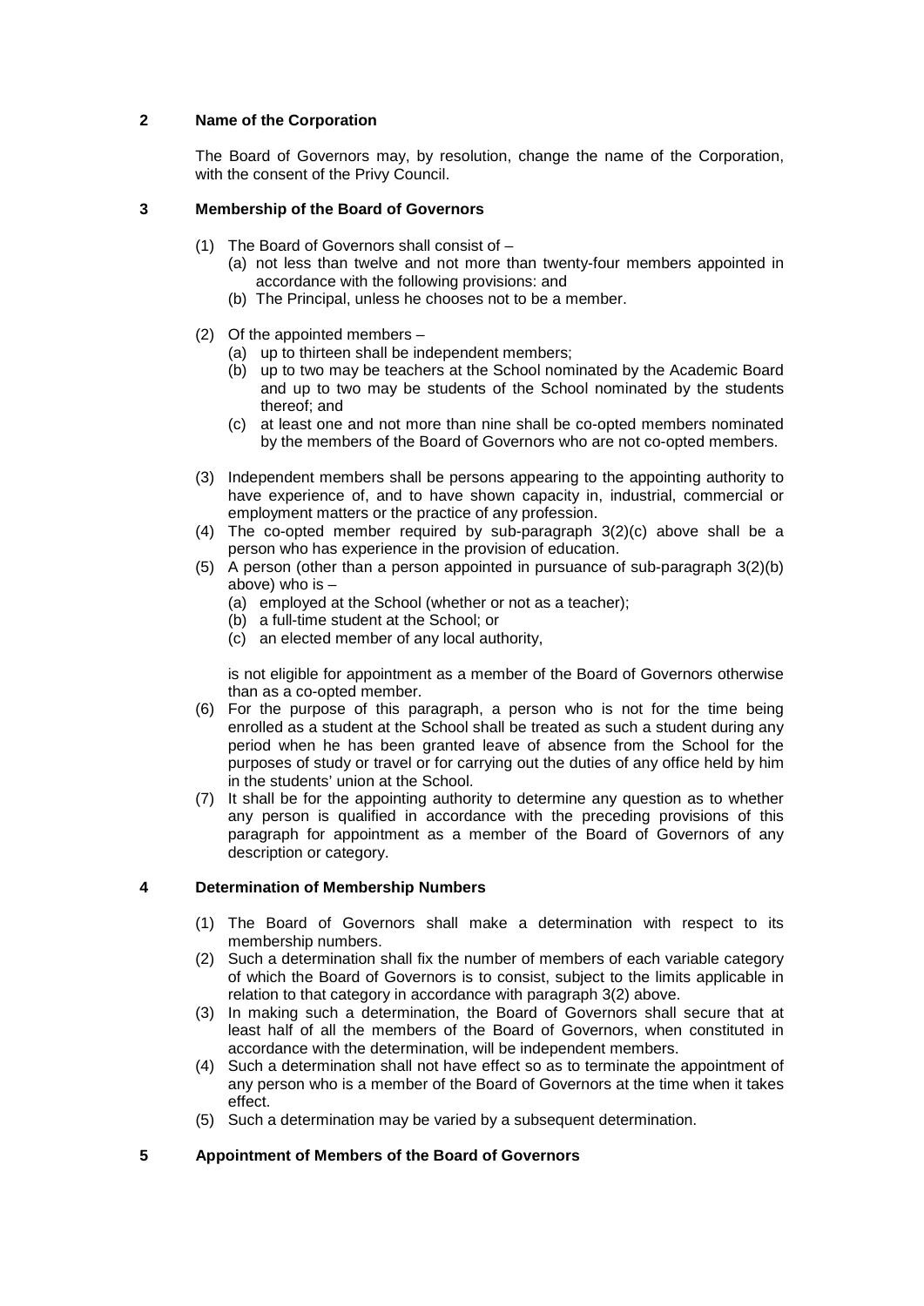## 2 Name of the Corporation

The Board of Governors may, by resolution, change the name of the Corporation, with the consent of the Privy Council.

## 3 Membership of the Board of Governors

(1) The Board of Governors shall consist of –
   (a) not less than twelve and not more than twenty-four members appointed in accordance with the following provisions: and
   (b) The Principal, unless he chooses not to be a member.

(2) Of the appointed members –
   (a) up to thirteen shall be independent members;
   (b) up to two may be teachers at the School nominated by the Academic Board and up to two may be students of the School nominated by the students thereof; and
   (c) at least one and not more than nine shall be co-opted members nominated by the members of the Board of Governors who are not co-opted members.

(3) Independent members shall be persons appearing to the appointing authority to have experience of, and to have shown capacity in, industrial, commercial or employment matters or the practice of any profession.

(4) The co-opted member required by sub-paragraph 3(2)(c) above shall be a person who has experience in the provision of education.

(5) A person (other than a person appointed in pursuance of sub-paragraph 3(2)(b) above) who is –
   (a) employed at the School (whether or not as a teacher);
   (b) a full-time student at the School; or
   (c) an elected member of any local authority,

   is not eligible for appointment as a member of the Board of Governors otherwise than as a co-opted member.

(6) For the purpose of this paragraph, a person who is not for the time being enrolled as a student at the School shall be treated as such a student during any period when he has been granted leave of absence from the School for the purposes of study or travel or for carrying out the duties of any office held by him in the students' union at the School.

(7) It shall be for the appointing authority to determine any question as to whether any person is qualified in accordance with the preceding provisions of this paragraph for appointment as a member of the Board of Governors of any description or category.

## 4 Determination of Membership Numbers

(1) The Board of Governors shall make a determination with respect to its membership numbers.

(2) Such a determination shall fix the number of members of each variable category of which the Board of Governors is to consist, subject to the limits applicable in relation to that category in accordance with paragraph 3(2) above.

(3) In making such a determination, the Board of Governors shall secure that at least half of all the members of the Board of Governors, when constituted in accordance with the determination, will be independent members.

(4) Such a determination shall not have effect so as to terminate the appointment of any person who is a member of the Board of Governors at the time when it takes effect.

(5) Such a determination may be varied by a subsequent determination.

## 5 Appointment of Members of the Board of Governors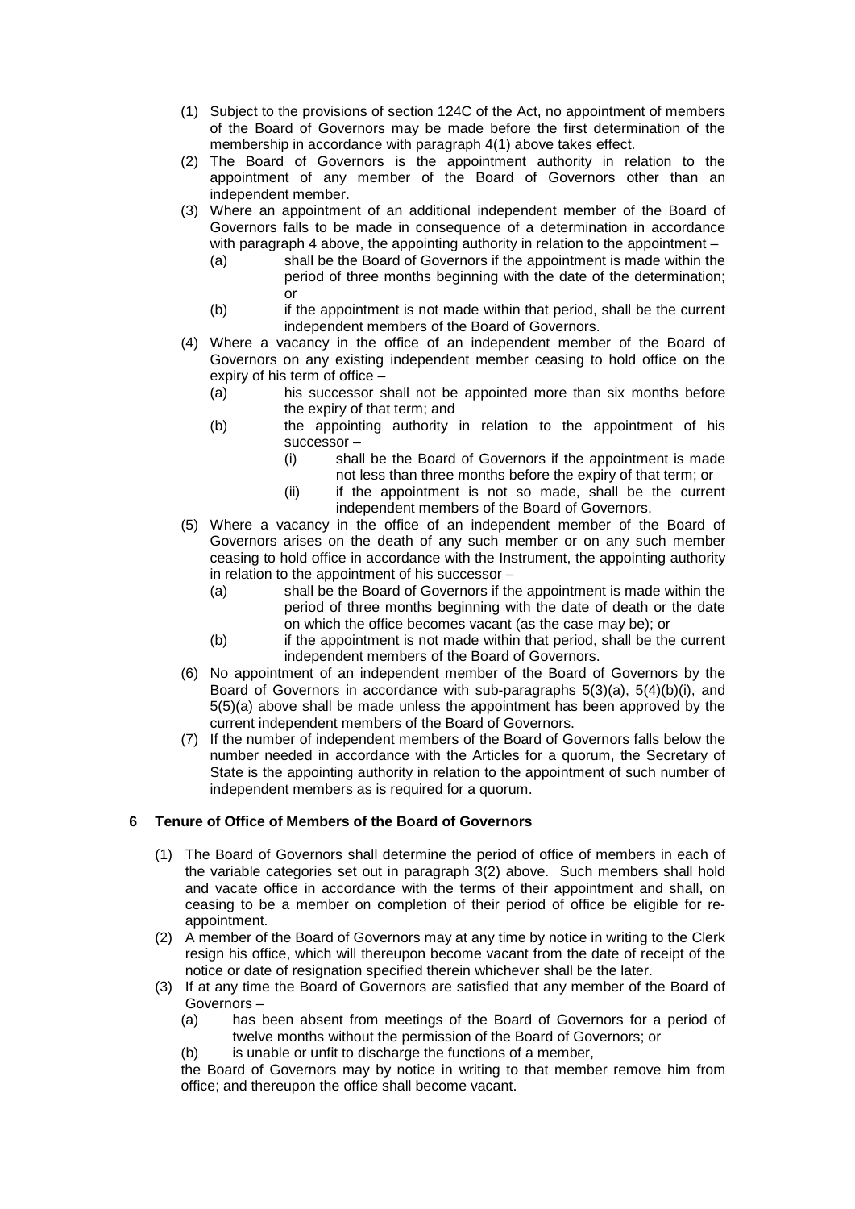(1) Subject to the provisions of section 124C of the Act, no appointment of members of the Board of Governors may be made before the first determination of the membership in accordance with paragraph 4(1) above takes effect.

(2) The Board of Governors is the appointment authority in relation to the appointment of any member of the Board of Governors other than an independent member.

(3) Where an appointment of an additional independent member of the Board of Governors falls to be made in consequence of a determination in accordance with paragraph 4 above, the appointing authority in relation to the appointment –

   (a) shall be the Board of Governors if the appointment is made within the period of three months beginning with the date of the determination; or

   (b) if the appointment is not made within that period, shall be the current independent members of the Board of Governors.

(4) Where a vacancy in the office of an independent member of the Board of Governors on any existing independent member ceasing to hold office on the expiry of his term of office –

   (a) his successor shall not be appointed more than six months before the expiry of that term; and

   (b) the appointing authority in relation to the appointment of his successor –

      (i) shall be the Board of Governors if the appointment is made not less than three months before the expiry of that term; or

      (ii) if the appointment is not so made, shall be the current independent members of the Board of Governors.

(5) Where a vacancy in the office of an independent member of the Board of Governors arises on the death of any such member or on any such member ceasing to hold office in accordance with the Instrument, the appointing authority in relation to the appointment of his successor –

   (a) shall be the Board of Governors if the appointment is made within the period of three months beginning with the date of death or the date on which the office becomes vacant (as the case may be); or

   (b) if the appointment is not made within that period, shall be the current independent members of the Board of Governors.

(6) No appointment of an independent member of the Board of Governors by the Board of Governors in accordance with sub-paragraphs 5(3)(a), 5(4)(b)(i), and 5(5)(a) above shall be made unless the appointment has been approved by the current independent members of the Board of Governors.

(7) If the number of independent members of the Board of Governors falls below the number needed in accordance with the Articles for a quorum, the Secretary of State is the appointing authority in relation to the appointment of such number of independent members as is required for a quorum.

## 6 Tenure of Office of Members of the Board of Governors

(1) The Board of Governors shall determine the period of office of members in each of the variable categories set out in paragraph 3(2) above. Such members shall hold and vacate office in accordance with the terms of their appointment and shall, on ceasing to be a member on completion of their period of office be eligible for re-appointment.

(2) A member of the Board of Governors may at any time by notice in writing to the Clerk resign his office, which will thereupon become vacant from the date of receipt of the notice or date of resignation specified therein whichever shall be the later.

(3) If at any time the Board of Governors are satisfied that any member of the Board of Governors –

   (a) has been absent from meetings of the Board of Governors for a period of twelve months without the permission of the Board of Governors; or

   (b) is unable or unfit to discharge the functions of a member,

the Board of Governors may by notice in writing to that member remove him from office; and thereupon the office shall become vacant.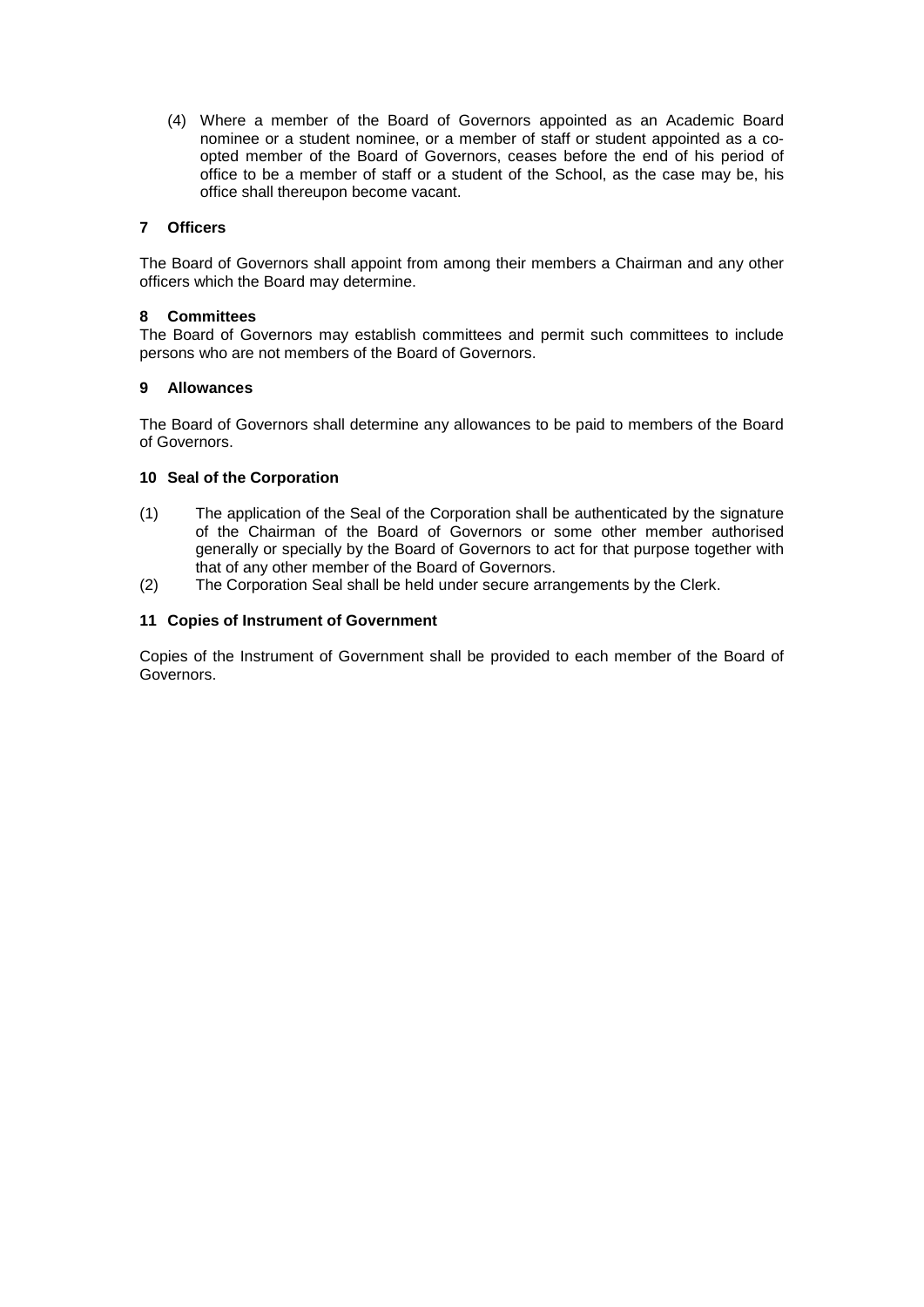(4) Where a member of the Board of Governors appointed as an Academic Board nominee or a student nominee, or a member of staff or student appointed as a co-opted member of the Board of Governors, ceases before the end of his period of office to be a member of staff or a student of the School, as the case may be, his office shall thereupon become vacant.

### 7 Officers

The Board of Governors shall appoint from among their members a Chairman and any other officers which the Board may determine.

### 8 Committees

The Board of Governors may establish committees and permit such committees to include persons who are not members of the Board of Governors.

### 9 Allowances

The Board of Governors shall determine any allowances to be paid to members of the Board of Governors.

### 10 Seal of the Corporation

(1) The application of the Seal of the Corporation shall be authenticated by the signature of the Chairman of the Board of Governors or some other member authorised generally or specially by the Board of Governors to act for that purpose together with that of any other member of the Board of Governors.

(2) The Corporation Seal shall be held under secure arrangements by the Clerk.

### 11 Copies of Instrument of Government

Copies of the Instrument of Government shall be provided to each member of the Board of Governors.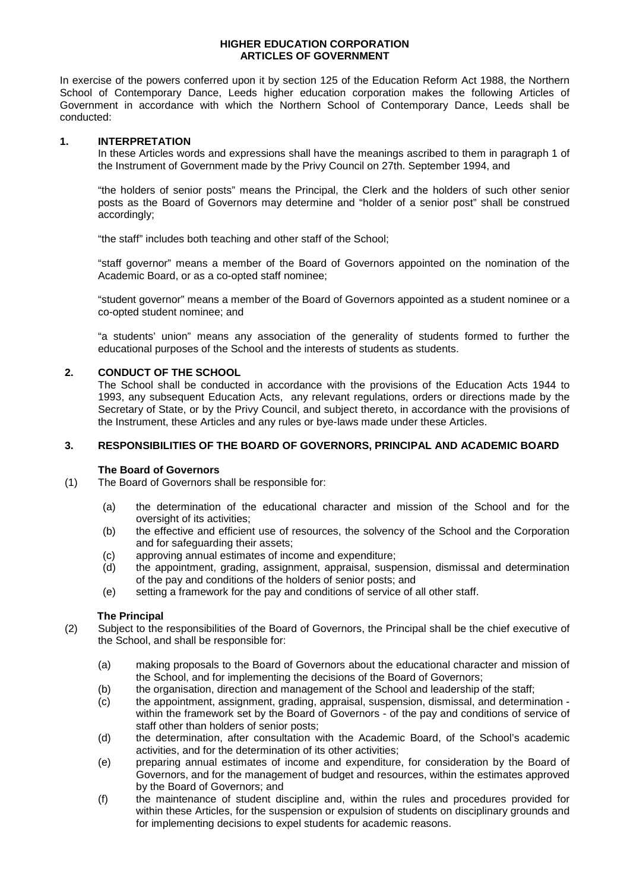# HIGHER EDUCATION CORPORATION
# ARTICLES OF GOVERNMENT

In exercise of the powers conferred upon it by section 125 of the Education Reform Act 1988, the Northern School of Contemporary Dance, Leeds higher education corporation makes the following Articles of Government in accordance with which the Northern School of Contemporary Dance, Leeds shall be conducted:

## 1. INTERPRETATION

In these Articles words and expressions shall have the meanings ascribed to them in paragraph 1 of the Instrument of Government made by the Privy Council on 27th. September 1994, and

"the holders of senior posts" means the Principal, the Clerk and the holders of such other senior posts as the Board of Governors may determine and "holder of a senior post" shall be construed accordingly;

"the staff" includes both teaching and other staff of the School;

"staff governor" means a member of the Board of Governors appointed on the nomination of the Academic Board, or as a co-opted staff nominee;

"student governor" means a member of the Board of Governors appointed as a student nominee or a co-opted student nominee; and

"a students' union" means any association of the generality of students formed to further the educational purposes of the School and the interests of students as students.

## 2. CONDUCT OF THE SCHOOL

The School shall be conducted in accordance with the provisions of the Education Acts 1944 to 1993, any subsequent Education Acts, any relevant regulations, orders or directions made by the Secretary of State, or by the Privy Council, and subject thereto, in accordance with the provisions of the Instrument, these Articles and any rules or bye-laws made under these Articles.

## 3. RESPONSIBILITIES OF THE BOARD OF GOVERNORS, PRINCIPAL AND ACADEMIC BOARD

### The Board of Governors

(1) The Board of Governors shall be responsible for:

- (a) the determination of the educational character and mission of the School and for the oversight of its activities;
- (b) the effective and efficient use of resources, the solvency of the School and the Corporation and for safeguarding their assets;
- (c) approving annual estimates of income and expenditure;
- (d) the appointment, grading, assignment, appraisal, suspension, dismissal and determination of the pay and conditions of the holders of senior posts; and
- (e) setting a framework for the pay and conditions of service of all other staff.

### The Principal

(2) Subject to the responsibilities of the Board of Governors, the Principal shall be the chief executive of the School, and shall be responsible for:

- (a) making proposals to the Board of Governors about the educational character and mission of the School, and for implementing the decisions of the Board of Governors;
- (b) the organisation, direction and management of the School and leadership of the staff;
- (c) the appointment, assignment, grading, appraisal, suspension, dismissal, and determination - within the framework set by the Board of Governors - of the pay and conditions of service of staff other than holders of senior posts;
- (d) the determination, after consultation with the Academic Board, of the School's academic activities, and for the determination of its other activities;
- (e) preparing annual estimates of income and expenditure, for consideration by the Board of Governors, and for the management of budget and resources, within the estimates approved by the Board of Governors; and
- (f) the maintenance of student discipline and, within the rules and procedures provided for within these Articles, for the suspension or expulsion of students on disciplinary grounds and for implementing decisions to expel students for academic reasons.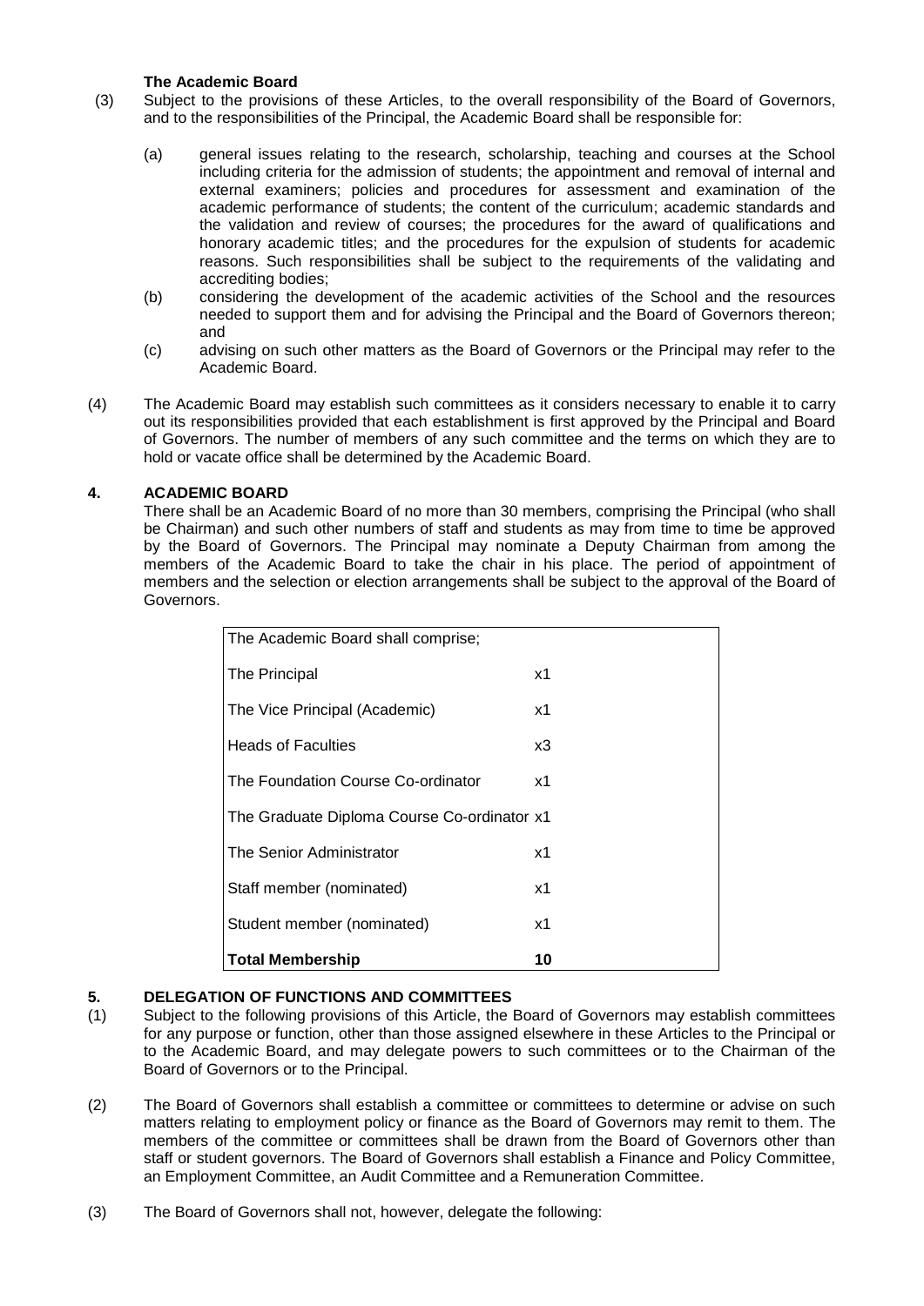**The Academic Board**

(3) Subject to the provisions of these Articles, to the overall responsibility of the Board of Governors, and to the responsibilities of the Principal, the Academic Board shall be responsible for:

(a) general issues relating to the research, scholarship, teaching and courses at the School including criteria for the admission of students; the appointment and removal of internal and external examiners; policies and procedures for assessment and examination of the academic performance of students; the content of the curriculum; academic standards and the validation and review of courses; the procedures for the award of qualifications and honorary academic titles; and the procedures for the expulsion of students for academic reasons. Such responsibilities shall be subject to the requirements of the validating and accrediting bodies;

(b) considering the development of the academic activities of the School and the resources needed to support them and for advising the Principal and the Board of Governors thereon; and

(c) advising on such other matters as the Board of Governors or the Principal may refer to the Academic Board.

(4) The Academic Board may establish such committees as it considers necessary to enable it to carry out its responsibilities provided that each establishment is first approved by the Principal and Board of Governors. The number of members of any such committee and the terms on which they are to hold or vacate office shall be determined by the Academic Board.

## 4. ACADEMIC BOARD

There shall be an Academic Board of no more than 30 members, comprising the Principal (who shall be Chairman) and such other numbers of staff and students as may from time to time be approved by the Board of Governors. The Principal may nominate a Deputy Chairman from among the members of the Academic Board to take the chair in his place. The period of appointment of members and the selection or election arrangements shall be subject to the approval of the Board of Governors.

| The Academic Board shall comprise; | |
|---|---|
| The Principal | x1 |
| The Vice Principal (Academic) | x1 |
| Heads of Faculties | x3 |
| The Foundation Course Co-ordinator | x1 |
| The Graduate Diploma Course Co-ordinator | x1 |
| The Senior Administrator | x1 |
| Staff member (nominated) | x1 |
| Student member (nominated) | x1 |
| **Total Membership** | **10** |

## 5. DELEGATION OF FUNCTIONS AND COMMITTEES

(1) Subject to the following provisions of this Article, the Board of Governors may establish committees for any purpose or function, other than those assigned elsewhere in these Articles to the Principal or to the Academic Board, and may delegate powers to such committees or to the Chairman of the Board of Governors or to the Principal.

(2) The Board of Governors shall establish a committee or committees to determine or advise on such matters relating to employment policy or finance as the Board of Governors may remit to them. The members of the committee or committees shall be drawn from the Board of Governors other than staff or student governors. The Board of Governors shall establish a Finance and Policy Committee, an Employment Committee, an Audit Committee and a Remuneration Committee.

(3) The Board of Governors shall not, however, delegate the following: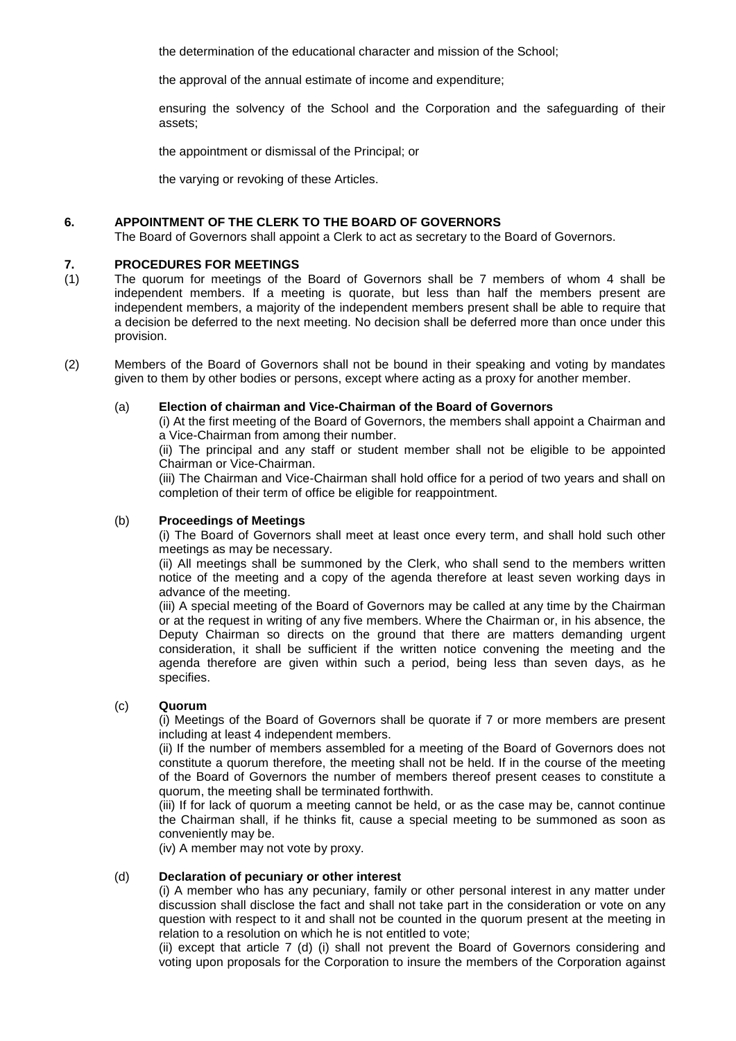the determination of the educational character and mission of the School;

the approval of the annual estimate of income and expenditure;

ensuring the solvency of the School and the Corporation and the safeguarding of their assets;

the appointment or dismissal of the Principal; or

the varying or revoking of these Articles.

## 6. APPOINTMENT OF THE CLERK TO THE BOARD OF GOVERNORS

The Board of Governors shall appoint a Clerk to act as secretary to the Board of Governors.

## 7. PROCEDURES FOR MEETINGS

(1) The quorum for meetings of the Board of Governors shall be 7 members of whom 4 shall be independent members. If a meeting is quorate, but less than half the members present are independent members, a majority of the independent members present shall be able to require that a decision be deferred to the next meeting. No decision shall be deferred more than once under this provision.

(2) Members of the Board of Governors shall not be bound in their speaking and voting by mandates given to them by other bodies or persons, except where acting as a proxy for another member.

(a) **Election of chairman and Vice-Chairman of the Board of Governors**

(i) At the first meeting of the Board of Governors, the members shall appoint a Chairman and a Vice-Chairman from among their number.

(ii) The principal and any staff or student member shall not be eligible to be appointed Chairman or Vice-Chairman.

(iii) The Chairman and Vice-Chairman shall hold office for a period of two years and shall on completion of their term of office be eligible for reappointment.

(b) **Proceedings of Meetings**

(i) The Board of Governors shall meet at least once every term, and shall hold such other meetings as may be necessary.

(ii) All meetings shall be summoned by the Clerk, who shall send to the members written notice of the meeting and a copy of the agenda therefore at least seven working days in advance of the meeting.

(iii) A special meeting of the Board of Governors may be called at any time by the Chairman or at the request in writing of any five members. Where the Chairman or, in his absence, the Deputy Chairman so directs on the ground that there are matters demanding urgent consideration, it shall be sufficient if the written notice convening the meeting and the agenda therefore are given within such a period, being less than seven days, as he specifies.

(c) **Quorum**

(i) Meetings of the Board of Governors shall be quorate if 7 or more members are present including at least 4 independent members.

(ii) If the number of members assembled for a meeting of the Board of Governors does not constitute a quorum therefore, the meeting shall not be held. If in the course of the meeting of the Board of Governors the number of members thereof present ceases to constitute a quorum, the meeting shall be terminated forthwith.

(iii) If for lack of quorum a meeting cannot be held, or as the case may be, cannot continue the Chairman shall, if he thinks fit, cause a special meeting to be summoned as soon as conveniently may be.

(iv) A member may not vote by proxy.

(d) **Declaration of pecuniary or other interest**

(i) A member who has any pecuniary, family or other personal interest in any matter under discussion shall disclose the fact and shall not take part in the consideration or vote on any question with respect to it and shall not be counted in the quorum present at the meeting in relation to a resolution on which he is not entitled to vote;

(ii) except that article 7 (d) (i) shall not prevent the Board of Governors considering and voting upon proposals for the Corporation to insure the members of the Corporation against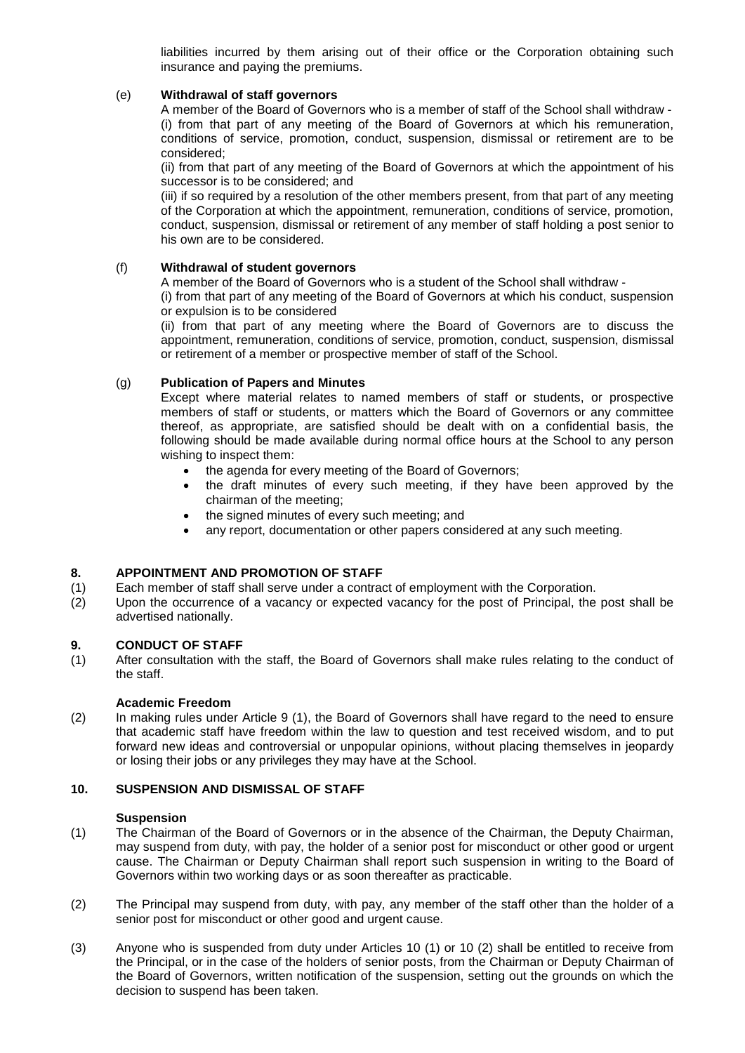liabilities incurred by them arising out of their office or the Corporation obtaining such insurance and paying the premiums.

(e) **Withdrawal of staff governors**

A member of the Board of Governors who is a member of staff of the School shall withdraw -

(i) from that part of any meeting of the Board of Governors at which his remuneration, conditions of service, promotion, conduct, suspension, dismissal or retirement are to be considered;

(ii) from that part of any meeting of the Board of Governors at which the appointment of his successor is to be considered; and

(iii) if so required by a resolution of the other members present, from that part of any meeting of the Corporation at which the appointment, remuneration, conditions of service, promotion, conduct, suspension, dismissal or retirement of any member of staff holding a post senior to his own are to be considered.

(f) **Withdrawal of student governors**

A member of the Board of Governors who is a student of the School shall withdraw -

(i) from that part of any meeting of the Board of Governors at which his conduct, suspension or expulsion is to be considered

(ii) from that part of any meeting where the Board of Governors are to discuss the appointment, remuneration, conditions of service, promotion, conduct, suspension, dismissal or retirement of a member or prospective member of staff of the School.

(g) **Publication of Papers and Minutes**

Except where material relates to named members of staff or students, or prospective members of staff or students, or matters which the Board of Governors or any committee thereof, as appropriate, are satisfied should be dealt with on a confidential basis, the following should be made available during normal office hours at the School to any person wishing to inspect them:

- the agenda for every meeting of the Board of Governors;
- the draft minutes of every such meeting, if they have been approved by the chairman of the meeting;
- the signed minutes of every such meeting; and
- any report, documentation or other papers considered at any such meeting.

## 8. APPOINTMENT AND PROMOTION OF STAFF

(1) Each member of staff shall serve under a contract of employment with the Corporation.

(2) Upon the occurrence of a vacancy or expected vacancy for the post of Principal, the post shall be advertised nationally.

## 9. CONDUCT OF STAFF

(1) After consultation with the staff, the Board of Governors shall make rules relating to the conduct of the staff.

**Academic Freedom**

(2) In making rules under Article 9 (1), the Board of Governors shall have regard to the need to ensure that academic staff have freedom within the law to question and test received wisdom, and to put forward new ideas and controversial or unpopular opinions, without placing themselves in jeopardy or losing their jobs or any privileges they may have at the School.

## 10. SUSPENSION AND DISMISSAL OF STAFF

**Suspension**

(1) The Chairman of the Board of Governors or in the absence of the Chairman, the Deputy Chairman, may suspend from duty, with pay, the holder of a senior post for misconduct or other good or urgent cause. The Chairman or Deputy Chairman shall report such suspension in writing to the Board of Governors within two working days or as soon thereafter as practicable.

(2) The Principal may suspend from duty, with pay, any member of the staff other than the holder of a senior post for misconduct or other good and urgent cause.

(3) Anyone who is suspended from duty under Articles 10 (1) or 10 (2) shall be entitled to receive from the Principal, or in the case of the holders of senior posts, from the Chairman or Deputy Chairman of the Board of Governors, written notification of the suspension, setting out the grounds on which the decision to suspend has been taken.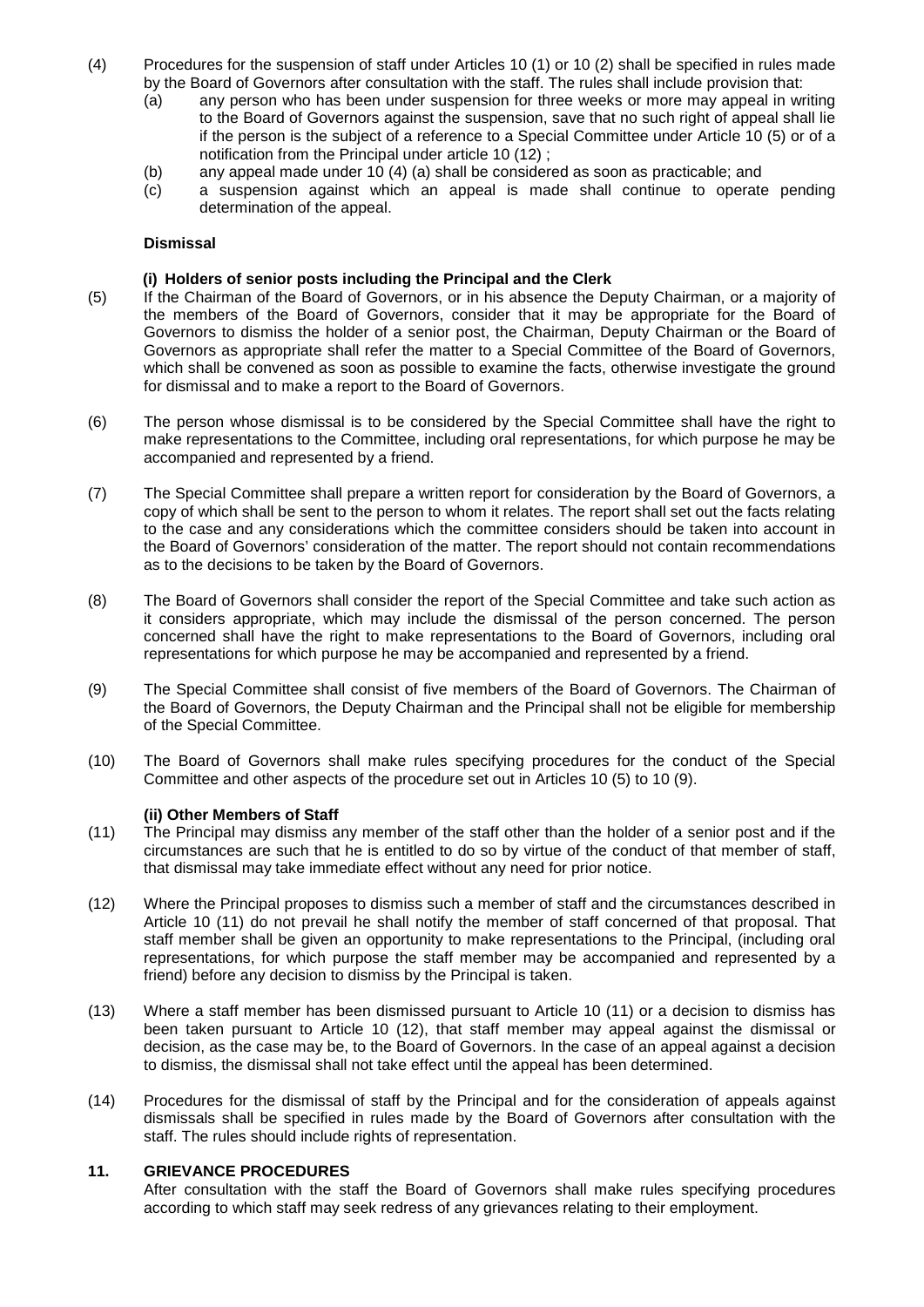(4) Procedures for the suspension of staff under Articles 10 (1) or 10 (2) shall be specified in rules made by the Board of Governors after consultation with the staff. The rules shall include provision that:

   (a) any person who has been under suspension for three weeks or more may appeal in writing to the Board of Governors against the suspension, save that no such right of appeal shall lie if the person is the subject of a reference to a Special Committee under Article 10 (5) or of a notification from the Principal under article 10 (12) ;

   (b) any appeal made under 10 (4) (a) shall be considered as soon as practicable; and

   (c) a suspension against which an appeal is made shall continue to operate pending determination of the appeal.

**Dismissal**

**(i) Holders of senior posts including the Principal and the Clerk**

(5) If the Chairman of the Board of Governors, or in his absence the Deputy Chairman, or a majority of the members of the Board of Governors, consider that it may be appropriate for the Board of Governors to dismiss the holder of a senior post, the Chairman, Deputy Chairman or the Board of Governors as appropriate shall refer the matter to a Special Committee of the Board of Governors, which shall be convened as soon as possible to examine the facts, otherwise investigate the ground for dismissal and to make a report to the Board of Governors.

(6) The person whose dismissal is to be considered by the Special Committee shall have the right to make representations to the Committee, including oral representations, for which purpose he may be accompanied and represented by a friend.

(7) The Special Committee shall prepare a written report for consideration by the Board of Governors, a copy of which shall be sent to the person to whom it relates. The report shall set out the facts relating to the case and any considerations which the committee considers should be taken into account in the Board of Governors' consideration of the matter. The report should not contain recommendations as to the decisions to be taken by the Board of Governors.

(8) The Board of Governors shall consider the report of the Special Committee and take such action as it considers appropriate, which may include the dismissal of the person concerned. The person concerned shall have the right to make representations to the Board of Governors, including oral representations for which purpose he may be accompanied and represented by a friend.

(9) The Special Committee shall consist of five members of the Board of Governors. The Chairman of the Board of Governors, the Deputy Chairman and the Principal shall not be eligible for membership of the Special Committee.

(10) The Board of Governors shall make rules specifying procedures for the conduct of the Special Committee and other aspects of the procedure set out in Articles 10 (5) to 10 (9).

**(ii) Other Members of Staff**

(11) The Principal may dismiss any member of the staff other than the holder of a senior post and if the circumstances are such that he is entitled to do so by virtue of the conduct of that member of staff, that dismissal may take immediate effect without any need for prior notice.

(12) Where the Principal proposes to dismiss such a member of staff and the circumstances described in Article 10 (11) do not prevail he shall notify the member of staff concerned of that proposal. That staff member shall be given an opportunity to make representations to the Principal, (including oral representations, for which purpose the staff member may be accompanied and represented by a friend) before any decision to dismiss by the Principal is taken.

(13) Where a staff member has been dismissed pursuant to Article 10 (11) or a decision to dismiss has been taken pursuant to Article 10 (12), that staff member may appeal against the dismissal or decision, as the case may be, to the Board of Governors. In the case of an appeal against a decision to dismiss, the dismissal shall not take effect until the appeal has been determined.

(14) Procedures for the dismissal of staff by the Principal and for the consideration of appeals against dismissals shall be specified in rules made by the Board of Governors after consultation with the staff. The rules should include rights of representation.

## 11. GRIEVANCE PROCEDURES

After consultation with the staff the Board of Governors shall make rules specifying procedures according to which staff may seek redress of any grievances relating to their employment.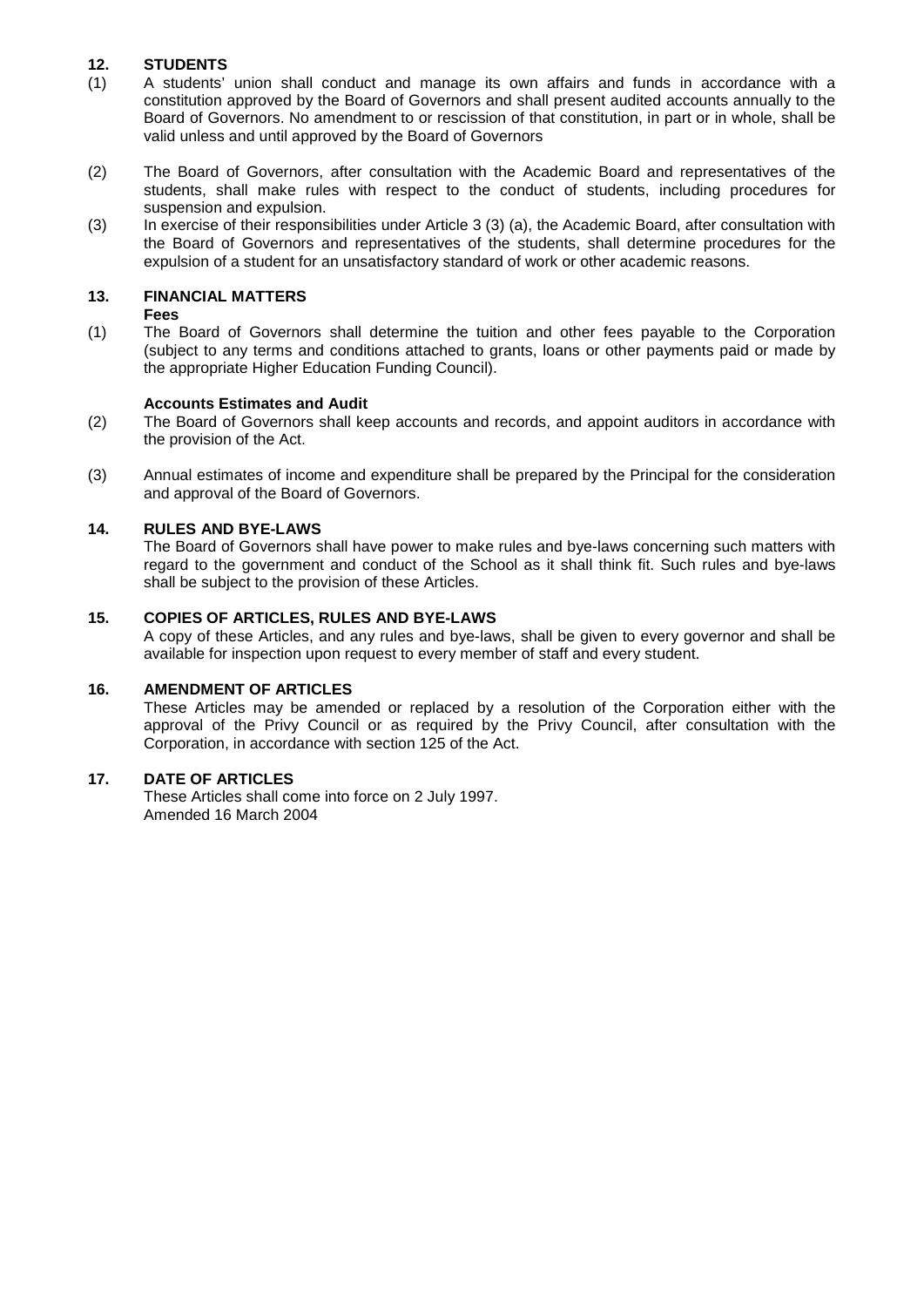## 12. STUDENTS

(1) A students' union shall conduct and manage its own affairs and funds in accordance with a constitution approved by the Board of Governors and shall present audited accounts annually to the Board of Governors. No amendment to or rescission of that constitution, in part or in whole, shall be valid unless and until approved by the Board of Governors

(2) The Board of Governors, after consultation with the Academic Board and representatives of the students, shall make rules with respect to the conduct of students, including procedures for suspension and expulsion.

(3) In exercise of their responsibilities under Article 3 (3) (a), the Academic Board, after consultation with the Board of Governors and representatives of the students, shall determine procedures for the expulsion of a student for an unsatisfactory standard of work or other academic reasons.

## 13. FINANCIAL MATTERS

**Fees**

(1) The Board of Governors shall determine the tuition and other fees payable to the Corporation (subject to any terms and conditions attached to grants, loans or other payments paid or made by the appropriate Higher Education Funding Council).

**Accounts Estimates and Audit**

(2) The Board of Governors shall keep accounts and records, and appoint auditors in accordance with the provision of the Act.

(3) Annual estimates of income and expenditure shall be prepared by the Principal for the consideration and approval of the Board of Governors.

## 14. RULES AND BYE-LAWS

The Board of Governors shall have power to make rules and bye-laws concerning such matters with regard to the government and conduct of the School as it shall think fit. Such rules and bye-laws shall be subject to the provision of these Articles.

## 15. COPIES OF ARTICLES, RULES AND BYE-LAWS

A copy of these Articles, and any rules and bye-laws, shall be given to every governor and shall be available for inspection upon request to every member of staff and every student.

## 16. AMENDMENT OF ARTICLES

These Articles may be amended or replaced by a resolution of the Corporation either with the approval of the Privy Council or as required by the Privy Council, after consultation with the Corporation, in accordance with section 125 of the Act.

## 17. DATE OF ARTICLES

These Articles shall come into force on 2 July 1997.
Amended 16 March 2004